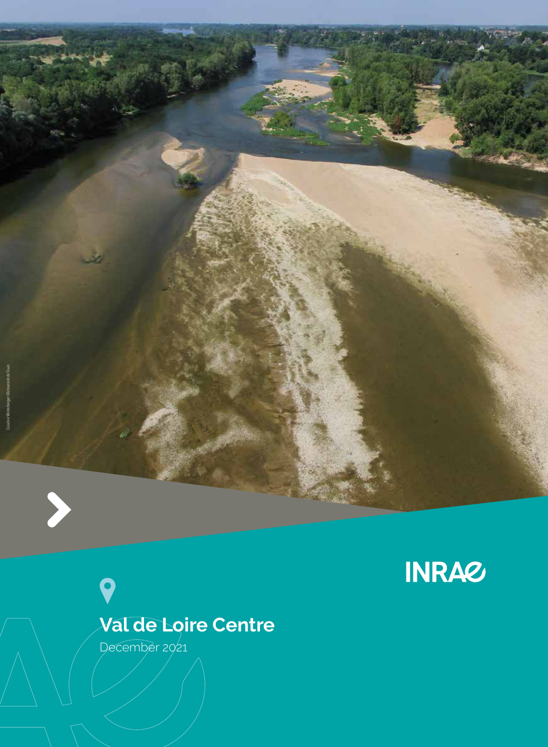INRAE

# Val de Loire Centre

December 2021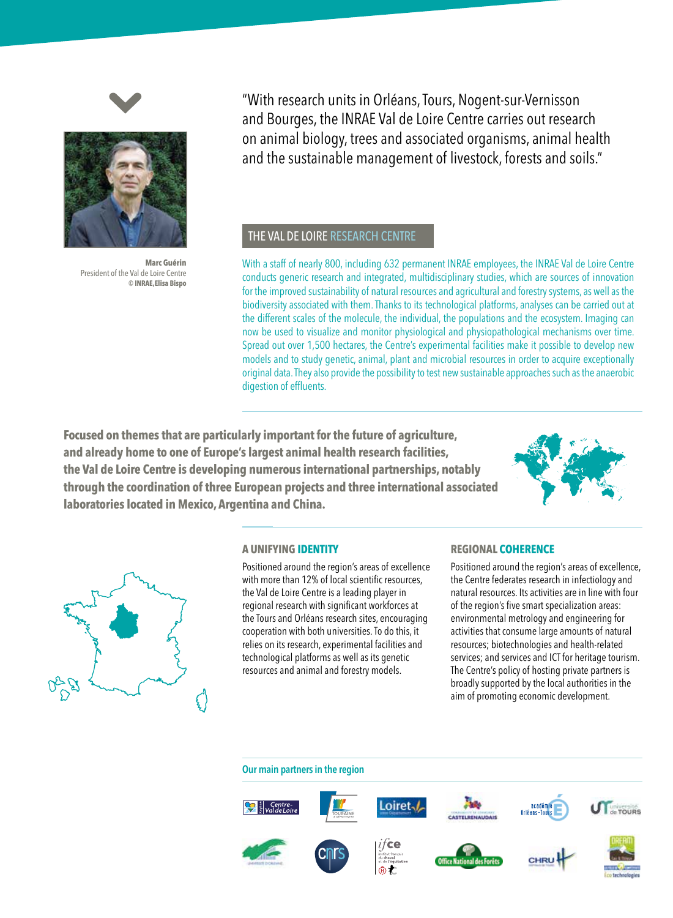"With research units in Orléans, Tours, Nogent-sur-Vernisson and Bourges, the INRAE Val de Loire Centre carries out research on animal biology, trees and associated organisms, animal health and the sustainable management of livestock, forests and soils."

**Marc Guérin**
President of the Val de Loire Centre
**© INRAE, Elisa Bispo**

## THE VAL DE LOIRE RESEARCH CENTRE

With a staff of nearly 800, including 632 permanent INRAE employees, the INRAE Val de Loire Centre conducts generic research and integrated, multidisciplinary studies, which are sources of innovation for the improved sustainability of natural resources and agricultural and forestry systems, as well as the biodiversity associated with them. Thanks to its technological platforms, analyses can be carried out at the different scales of the molecule, the individual, the populations and the ecosystem. Imaging can now be used to visualize and monitor physiological and physiopathological mechanisms over time. Spread out over 1,500 hectares, the Centre's experimental facilities make it possible to develop new models and to study genetic, animal, plant and microbial resources in order to acquire exceptionally original data. They also provide the possibility to test new sustainable approaches such as the anaerobic digestion of effluents.

**Focused on themes that are particularly important for the future of agriculture, and already home to one of Europe's largest animal health research facilities, the Val de Loire Centre is developing numerous international partnerships, notably through the coordination of three European projects and three international associated laboratories located in Mexico, Argentina and China.**

### A UNIFYING IDENTITY

Positioned around the region's areas of excellence with more than 12% of local scientific resources, the Val de Loire Centre is a leading player in regional research with significant workforces at the Tours and Orléans research sites, encouraging cooperation with both universities. To do this, it relies on its research, experimental facilities and technological platforms as well as its genetic resources and animal and forestry models.

### REGIONAL COHERENCE

Positioned around the region's areas of excellence, the Centre federates research in infectiology and natural resources. Its activities are in line with four of the region's five smart specialization areas: environmental metrology and engineering for activities that consume large amounts of natural resources; biotechnologies and health-related services; and services and ICT for heritage tourism. The Centre's policy of hosting private partners is broadly supported by the local authorities in the aim of promoting economic development.

### Our main partners in the region

Région Centre-Val de Loire · Touraine · Loiret · Castelrenaudais · Académie Orléans-Tours · Université de Tours · Université d'Orléans · CNRS · ifce · Office National des Forêts · CHRU · DREAM Eco technologies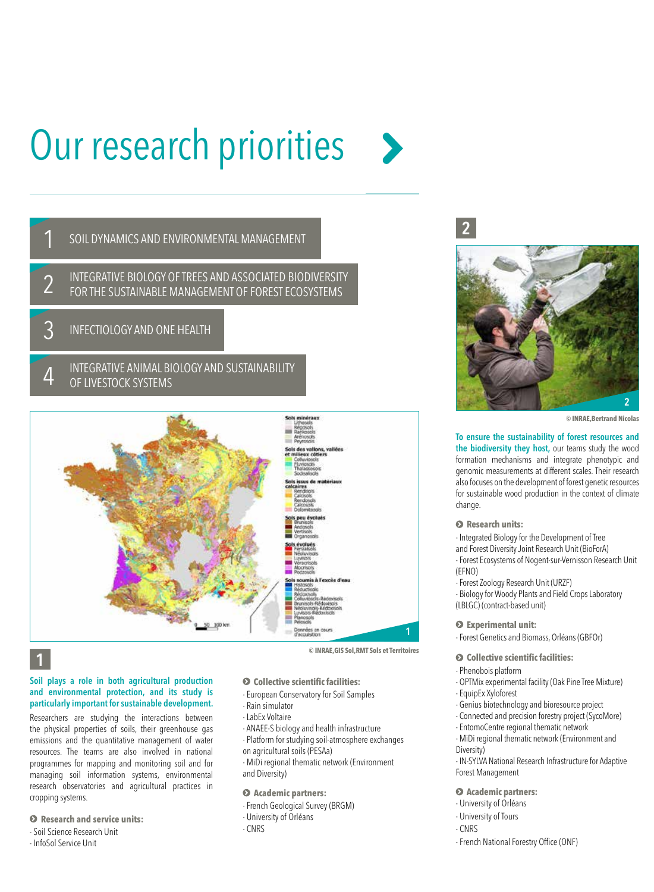# Our research priorities

1 SOIL DYNAMICS AND ENVIRONMENTAL MANAGEMENT

2 INTEGRATIVE BIOLOGY OF TREES AND ASSOCIATED BIODIVERSITY FOR THE SUSTAINABLE MANAGEMENT OF FOREST ECOSYSTEMS

3 INFECTIOLOGY AND ONE HEALTH

4 INTEGRATIVE ANIMAL BIOLOGY AND SUSTAINABILITY OF LIVESTOCK SYSTEMS

© INRAE, GIS Sol, RMT Sols et Territoires

## 1

**Soil plays a role in both agricultural production and environmental protection, and its study is particularly important for sustainable development.**

Researchers are studying the interactions between the physical properties of soils, their greenhouse gas emissions and the quantitative management of water resources. The teams are also involved in national programmes for mapping and monitoring soil and for managing soil information systems, environmental research observatories and agricultural practices in cropping systems.

**Research and service units:**

- Soil Science Research Unit
- InfoSol Service Unit

**Collective scientific facilities:**

- European Conservatory for Soil Samples
- Rain simulator
- LabEx Voltaire
- ANAEE-S biology and health infrastructure
- Platform for studying soil-atmosphere exchanges on agricultural soils (PESAa)
- MiDi regional thematic network (Environment and Diversity)

**Academic partners:**

- French Geological Survey (BRGM)
- University of Orléans
- CNRS

## 2

© INRAE, Bertrand Nicolas

**To ensure the sustainability of forest resources and the biodiversity they host,** our teams study the wood formation mechanisms and integrate phenotypic and genomic measurements at different scales. Their research also focuses on the development of forest genetic resources for sustainable wood production in the context of climate change.

**Research units:**

- Integrated Biology for the Development of Tree and Forest Diversity Joint Research Unit (BioForA)
- Forest Ecosystems of Nogent-sur-Vernisson Research Unit (EFNO)
- Forest Zoology Research Unit (URZF)
- Biology for Woody Plants and Field Crops Laboratory (LBLGC) (contract-based unit)

**Experimental unit:**

- Forest Genetics and Biomass, Orléans (GBFOr)

**Collective scientific facilities:**

- Phenobois platform
- OPTMix experimental facility (Oak Pine Tree Mixture)
- EquipEx Xyloforest
- Genius biotechnology and bioresource project
- Connected and precision forestry project (SycoMore)
- EntomoCentre regional thematic network
- MiDi regional thematic network (Environment and Diversity)
- IN-SYLVA National Research Infrastructure for Adaptive Forest Management

**Academic partners:**

- University of Orléans
- University of Tours
- CNRS
- French National Forestry Office (ONF)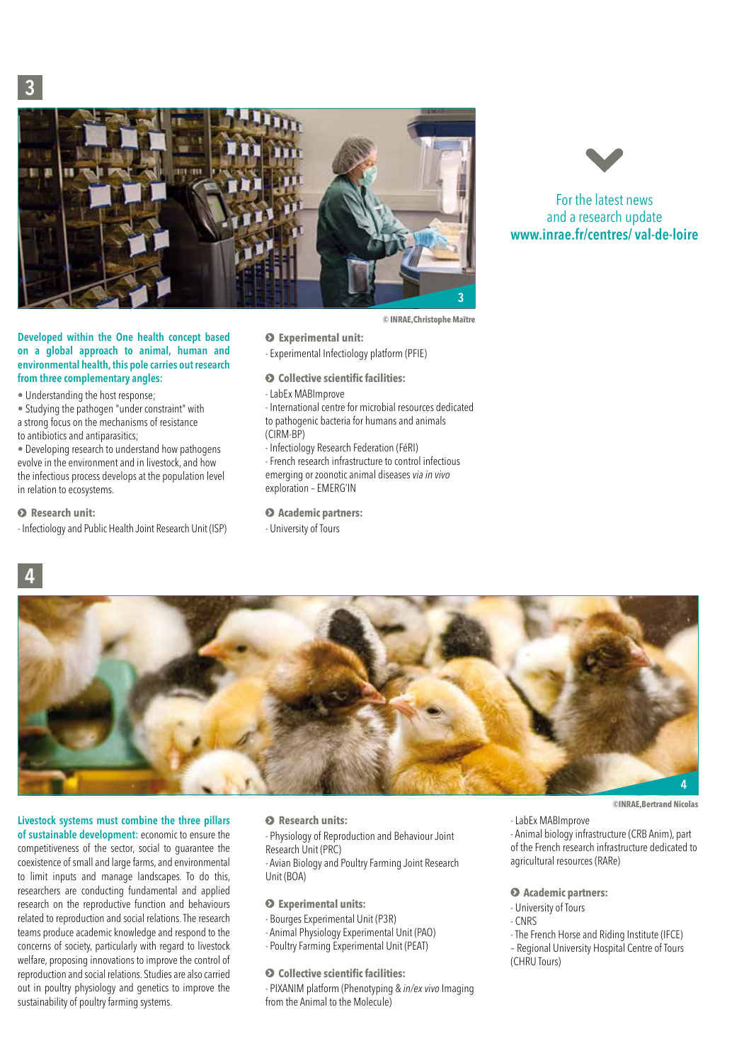## 3

© INRAE,Christophe Maître

**Developed within the One health concept based on a global approach to animal, human and environmental health, this pole carries out research from three complementary angles:**

- Understanding the host response;
- Studying the pathogen "under constraint" with a strong focus on the mechanisms of resistance to antibiotics and antiparasitics;
- Developing research to understand how pathogens evolve in the environment and in livestock, and how the infectious process develops at the population level in relation to ecosystems.

**Research unit:**

- Infectiology and Public Health Joint Research Unit (ISP)

**Experimental unit:**

- Experimental Infectiology platform (PFIE)

**Collective scientific facilities:**

- LabEx MABImprove
- International centre for microbial resources dedicated to pathogenic bacteria for humans and animals (CIRM-BP)
- Infectiology Research Federation (FéRI)
- French research infrastructure to control infectious emerging or zoonotic animal diseases *via in vivo* exploration – EMERG'IN

**Academic partners:**

- University of Tours

For the latest news
and a research update
**www.inrae.fr/centres/ val-de-loire**

## 4

©INRAE,Bertrand Nicolas

**Livestock systems must combine the three pillars of sustainable development:** economic to ensure the competitiveness of the sector, social to guarantee the coexistence of small and large farms, and environmental to limit inputs and manage landscapes. To do this, researchers are conducting fundamental and applied research on the reproductive function and behaviours related to reproduction and social relations. The research teams produce academic knowledge and respond to the concerns of society, particularly with regard to livestock welfare, proposing innovations to improve the control of reproduction and social relations. Studies are also carried out in poultry physiology and genetics to improve the sustainability of poultry farming systems.

**Research units:**

- Physiology of Reproduction and Behaviour Joint Research Unit (PRC)
- Avian Biology and Poultry Farming Joint Research Unit (BOA)

**Experimental units:**

- Bourges Experimental Unit (P3R)
- Animal Physiology Experimental Unit (PAO)
- Poultry Farming Experimental Unit (PEAT)

**Collective scientific facilities:**

- PIXANIM platform (Phenotyping & *in/ex vivo* Imaging from the Animal to the Molecule)
- LabEx MABImprove
- Animal biology infrastructure (CRB Anim), part of the French research infrastructure dedicated to agricultural resources (RARe)

**Academic partners:**

- University of Tours
- CNRS
- The French Horse and Riding Institute (IFCE)
- Regional University Hospital Centre of Tours (CHRU Tours)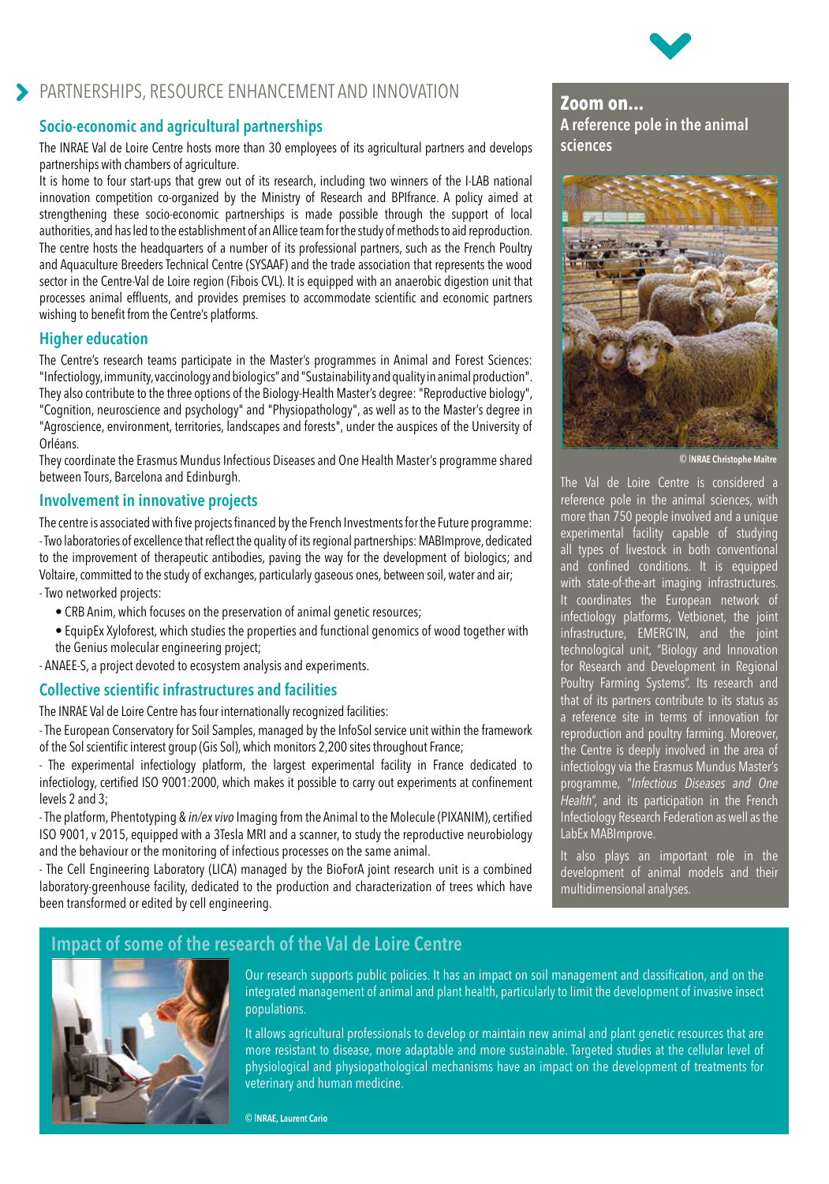## PARTNERSHIPS, RESOURCE ENHANCEMENT AND INNOVATION

### Socio-economic and agricultural partnerships

The INRAE Val de Loire Centre hosts more than 30 employees of its agricultural partners and develops partnerships with chambers of agriculture.

It is home to four start-ups that grew out of its research, including two winners of the I-LAB national innovation competition co-organized by the Ministry of Research and BPIfrance. A policy aimed at strengthening these socio-economic partnerships is made possible through the support of local authorities, and has led to the establishment of an Allice team for the study of methods to aid reproduction. The centre hosts the headquarters of a number of its professional partners, such as the French Poultry and Aquaculture Breeders Technical Centre (SYSAAF) and the trade association that represents the wood sector in the Centre-Val de Loire region (Fibois CVL). It is equipped with an anaerobic digestion unit that processes animal effluents, and provides premises to accommodate scientific and economic partners wishing to benefit from the Centre's platforms.

### Higher education

The Centre's research teams participate in the Master's programmes in Animal and Forest Sciences: "Infectiology, immunity, vaccinology and biologics" and "Sustainability and quality in animal production". They also contribute to the three options of the Biology-Health Master's degree: "Reproductive biology", "Cognition, neuroscience and psychology" and "Physiopathology", as well as to the Master's degree in "Agroscience, environment, territories, landscapes and forests", under the auspices of the University of Orléans.

They coordinate the Erasmus Mundus Infectious Diseases and One Health Master's programme shared between Tours, Barcelona and Edinburgh.

### Involvement in innovative projects

The centre is associated with five projects financed by the French Investments for the Future programme:

- Two laboratories of excellence that reflect the quality of its regional partnerships: MABImprove, dedicated to the improvement of therapeutic antibodies, paving the way for the development of biologics; and Voltaire, committed to the study of exchanges, particularly gaseous ones, between soil, water and air;
- Two networked projects:
  - CRB Anim, which focuses on the preservation of animal genetic resources;
  - EquipEx Xyloforest, which studies the properties and functional genomics of wood together with the Genius molecular engineering project;
- ANAEE-S, a project devoted to ecosystem analysis and experiments.

### Collective scientific infrastructures and facilities

The INRAE Val de Loire Centre has four internationally recognized facilities:

- The European Conservatory for Soil Samples, managed by the InfoSol service unit within the framework of the Sol scientific interest group (Gis Sol), which monitors 2,200 sites throughout France;
- The experimental infectiology platform, the largest experimental facility in France dedicated to infectiology, certified ISO 9001:2000, which makes it possible to carry out experiments at confinement levels 2 and 3;
- The platform, Phentotyping & *in/ex vivo* Imaging from the Animal to the Molecule (PIXANIM), certified ISO 9001, v 2015, equipped with a 3Tesla MRI and a scanner, to study the reproductive neurobiology and the behaviour or the monitoring of infectious processes on the same animal.
- The Cell Engineering Laboratory (LICA) managed by the BioForA joint research unit is a combined laboratory-greenhouse facility, dedicated to the production and characterization of trees which have been transformed or edited by cell engineering.

### Zoom on...
**A reference pole in the animal sciences**

© INRAE Christophe Maître

The Val de Loire Centre is considered a reference pole in the animal sciences, with more than 750 people involved and a unique experimental facility capable of studying all types of livestock in both conventional and confined conditions. It is equipped with state-of-the-art imaging infrastructures. It coordinates the European network of infectiology platforms, Vetbionet, the joint infrastructure, EMERG'IN, and the joint technological unit, "Biology and Innovation for Research and Development in Regional Poultry Farming Systems". Its research and that of its partners contribute to its status as a reference site in terms of innovation for reproduction and poultry farming. Moreover, the Centre is deeply involved in the area of infectiology via the Erasmus Mundus Master's programme, "*Infectious Diseases and One Health*", and its participation in the French Infectiology Research Federation as well as the LabEx MABImprove.

It also plays an important role in the development of animal models and their multidimensional analyses.

## Impact of some of the research of the Val de Loire Centre

Our research supports public policies. It has an impact on soil management and classification, and on the integrated management of animal and plant health, particularly to limit the development of invasive insect populations.

It allows agricultural professionals to develop or maintain new animal and plant genetic resources that are more resistant to disease, more adaptable and more sustainable. Targeted studies at the cellular level of physiological and physiopathological mechanisms have an impact on the development of treatments for veterinary and human medicine.

© INRAE, Laurent Cario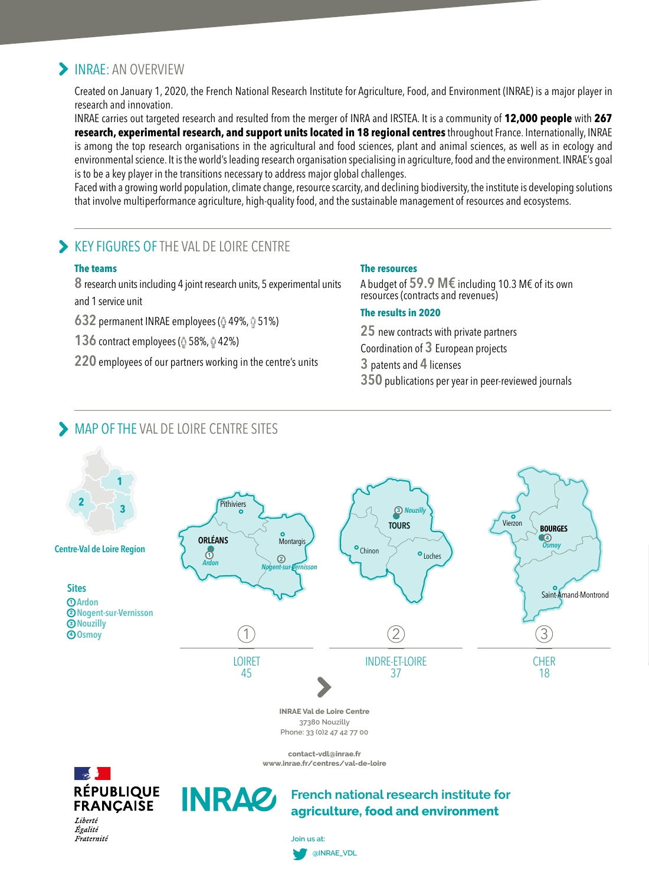## INRAE: AN OVERVIEW

Created on January 1, 2020, the French National Research Institute for Agriculture, Food, and Environment (INRAE) is a major player in research and innovation.

INRAE carries out targeted research and resulted from the merger of INRA and IRSTEA. It is a community of **12,000 people** with **267 research, experimental research, and support units located in 18 regional centres** throughout France. Internationally, INRAE is among the top research organisations in the agricultural and food sciences, plant and animal sciences, as well as in ecology and environmental science. It is the world's leading research organisation specialising in agriculture, food and the environment. INRAE's goal is to be a key player in the transitions necessary to address major global challenges.

Faced with a growing world population, climate change, resource scarcity, and declining biodiversity, the institute is developing solutions that involve multiperformance agriculture, high-quality food, and the sustainable management of resources and ecosystems.

## KEY FIGURES OF THE VAL DE LOIRE CENTRE

### The teams

**8** research units including 4 joint research units, 5 experimental units and 1 service unit

**632** permanent INRAE employees (♀ 49%, ♂ 51%)

**136** contract employees (♀ 58%, ♂ 42%)

**220** employees of our partners working in the centre's units

### The resources

A budget of **59.9 M€** including 10.3 M€ of its own resources (contracts and revenues)

### The results in 2020

**25** new contracts with private partners

Coordination of **3** European projects

**3** patents and **4** licenses

**350** publications per year in peer-reviewed journals

## MAP OF THE VAL DE LOIRE CENTRE SITES

Centre-Val de Loire Region

1 2 3

**Sites**

1. Ardon
2. Nogent-sur-Vernisson
3. Nouzilly
4. Osmoy

Pithiviers, ORLÉANS, Montargis, Ardon, Nogent-sur-Vernisson

1 LOIRET 45

Nouzilly, TOURS, Chinon, Loches

2 INDRE-ET-LOIRE 37

Vierzon, BOURGES, Osmoy, Saint-Amand-Montrond

3 CHER 18

**INRAE Val de Loire Centre**
37380 Nouzilly
Phone: 33 (0)2 47 42 77 00

contact-vdl@inrae.fr
www.inrae.fr/centres/val-de-loire

RÉPUBLIQUE FRANÇAISE
*Liberté*
*Égalité*
*Fraternité*

INRAE

**French national research institute for agriculture, food and environment**

Join us at:
@INRAE_VDL